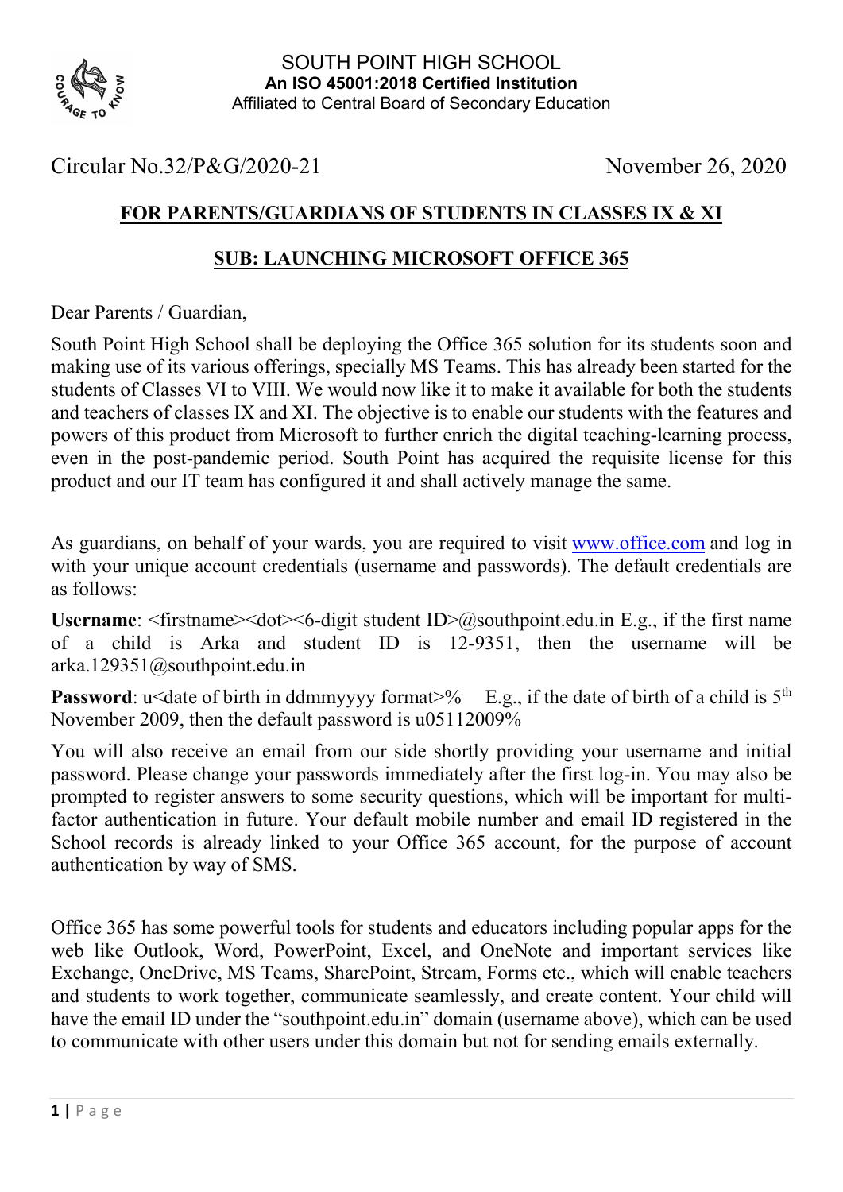SOUTH POINT HIGH SCHOOL
**An ISO 45001:2018 Certified Institution**
Affiliated to Central Board of Secondary Education

Circular No.32/P&G/2020-21 November 26, 2020

## FOR PARENTS/GUARDIANS OF STUDENTS IN CLASSES IX & XI

## SUB: LAUNCHING MICROSOFT OFFICE 365

Dear Parents / Guardian,

South Point High School shall be deploying the Office 365 solution for its students soon and making use of its various offerings, specially MS Teams. This has already been started for the students of Classes VI to VIII. We would now like it to make it available for both the students and teachers of classes IX and XI. The objective is to enable our students with the features and powers of this product from Microsoft to further enrich the digital teaching-learning process, even in the post-pandemic period. South Point has acquired the requisite license for this product and our IT team has configured it and shall actively manage the same.

As guardians, on behalf of your wards, you are required to visit www.office.com and log in with your unique account credentials (username and passwords). The default credentials are as follows:

**Username**: <firstname><dot><6-digit student ID>@southpoint.edu.in E.g., if the first name of a child is Arka and student ID is 12-9351, then the username will be arka.129351@southpoint.edu.in

**Password**: u<date of birth in ddmmyyyy format>% E.g., if the date of birth of a child is 5th November 2009, then the default password is u05112009%

You will also receive an email from our side shortly providing your username and initial password. Please change your passwords immediately after the first log-in. You may also be prompted to register answers to some security questions, which will be important for multi-factor authentication in future. Your default mobile number and email ID registered in the School records is already linked to your Office 365 account, for the purpose of account authentication by way of SMS.

Office 365 has some powerful tools for students and educators including popular apps for the web like Outlook, Word, PowerPoint, Excel, and OneNote and important services like Exchange, OneDrive, MS Teams, SharePoint, Stream, Forms etc., which will enable teachers and students to work together, communicate seamlessly, and create content. Your child will have the email ID under the "southpoint.edu.in" domain (username above), which can be used to communicate with other users under this domain but not for sending emails externally.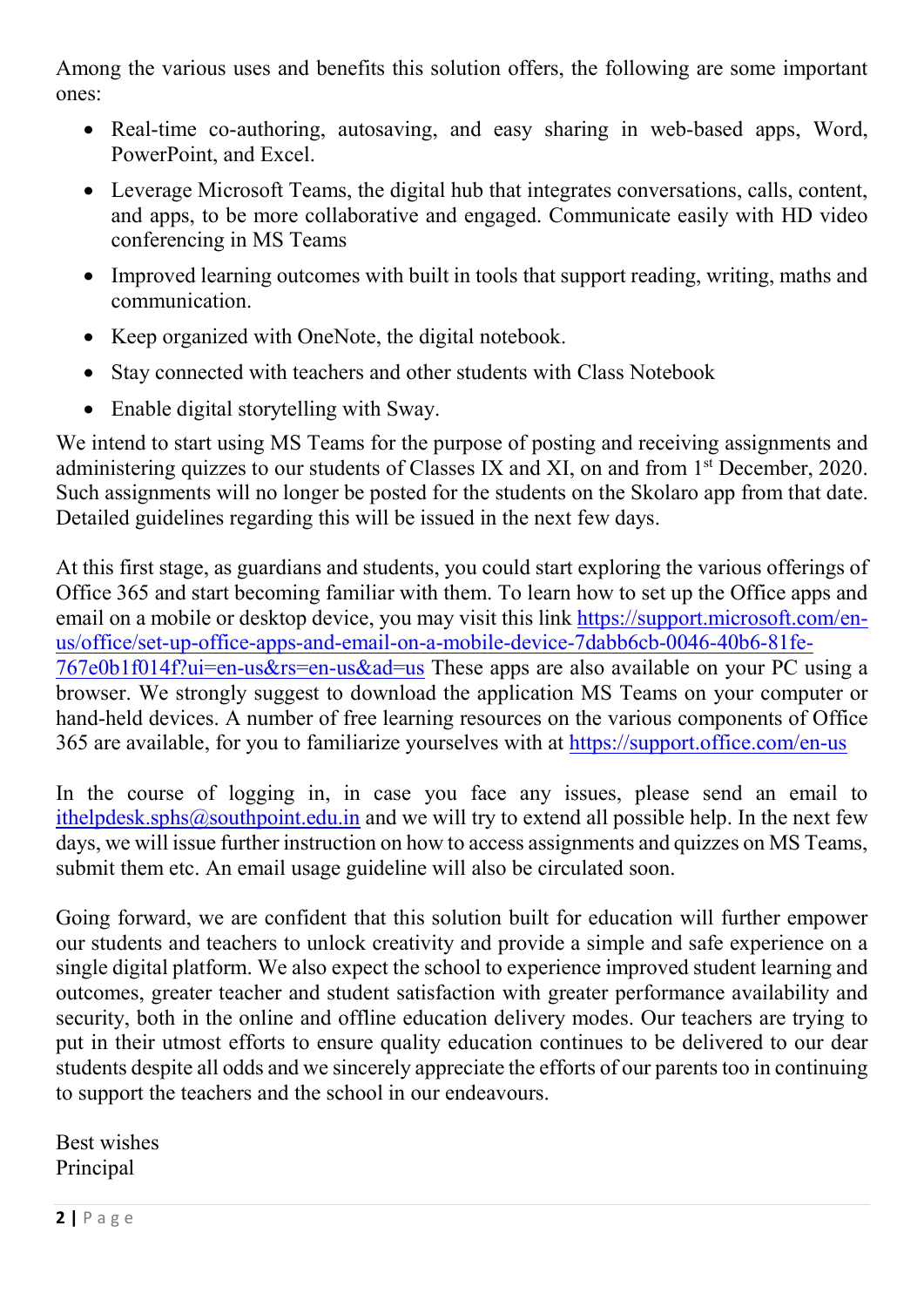Among the various uses and benefits this solution offers, the following are some important ones:

- Real-time co-authoring, autosaving, and easy sharing in web-based apps, Word, PowerPoint, and Excel.
- Leverage Microsoft Teams, the digital hub that integrates conversations, calls, content, and apps, to be more collaborative and engaged. Communicate easily with HD video conferencing in MS Teams
- Improved learning outcomes with built in tools that support reading, writing, maths and communication.
- Keep organized with OneNote, the digital notebook.
- Stay connected with teachers and other students with Class Notebook
- Enable digital storytelling with Sway.

We intend to start using MS Teams for the purpose of posting and receiving assignments and administering quizzes to our students of Classes IX and XI, on and from 1st December, 2020. Such assignments will no longer be posted for the students on the Skolaro app from that date. Detailed guidelines regarding this will be issued in the next few days.

At this first stage, as guardians and students, you could start exploring the various offerings of Office 365 and start becoming familiar with them. To learn how to set up the Office apps and email on a mobile or desktop device, you may visit this link https://support.microsoft.com/en-us/office/set-up-office-apps-and-email-on-a-mobile-device-7dabb6cb-0046-40b6-81fe-767e0b1f014f?ui=en-us&rs=en-us&ad=us These apps are also available on your PC using a browser. We strongly suggest to download the application MS Teams on your computer or hand-held devices. A number of free learning resources on the various components of Office 365 are available, for you to familiarize yourselves with at https://support.office.com/en-us

In the course of logging in, in case you face any issues, please send an email to ithelpdesk.sphs@southpoint.edu.in and we will try to extend all possible help. In the next few days, we will issue further instruction on how to access assignments and quizzes on MS Teams, submit them etc. An email usage guideline will also be circulated soon.

Going forward, we are confident that this solution built for education will further empower our students and teachers to unlock creativity and provide a simple and safe experience on a single digital platform. We also expect the school to experience improved student learning and outcomes, greater teacher and student satisfaction with greater performance availability and security, both in the online and offline education delivery modes. Our teachers are trying to put in their utmost efforts to ensure quality education continues to be delivered to our dear students despite all odds and we sincerely appreciate the efforts of our parents too in continuing to support the teachers and the school in our endeavours.

Best wishes
Principal